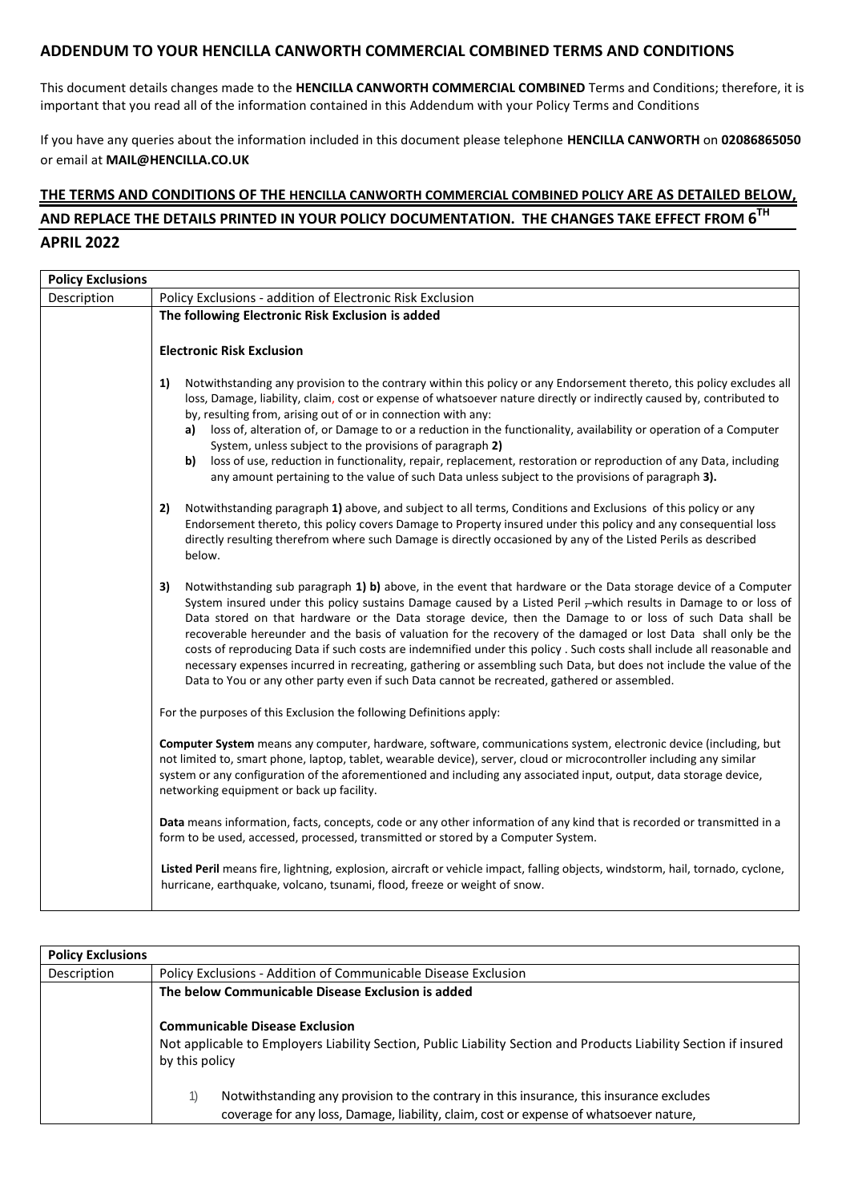## ADDENDUM TO YOUR HENCILLA CANWORTH COMMERCIAL COMBINED TERMS AND CONDITIONS

This document details changes made to the **HENCILLA CANWORTH COMMERCIAL COMBINED** Terms and Conditions; therefore, it is important that you read all of the information contained in this Addendum with your Policy Terms and Conditions

If you have any queries about the information included in this document please telephone **HENCILLA CANWORTH** on **02086865050** or email at **MAIL@HENCILLA.CO.UK**

**THE TERMS AND CONDITIONS OF THE HENCILLA CANWORTH COMMERCIAL COMBINED POLICY ARE AS DETAILED BELOW, AND REPLACE THE DETAILS PRINTED IN YOUR POLICY DOCUMENTATION. THE CHANGES TAKE EFFECT FROM 6TH APRIL 2022**

| **Policy Exclusions** | |
|---|---|
| Description | Policy Exclusions - addition of Electronic Risk Exclusion |
| | **The following Electronic Risk Exclusion is added**<br><br>**Electronic Risk Exclusion**<br><br>**1)** Notwithstanding any provision to the contrary within this policy or any Endorsement thereto, this policy excludes all loss, Damage, liability, claim, cost or expense of whatsoever nature directly or indirectly caused by, contributed to by, resulting from, arising out of or in connection with any:<br>**a)** loss of, alteration of, or Damage to or a reduction in the functionality, availability or operation of a Computer System, unless subject to the provisions of paragraph **2)**<br>**b)** loss of use, reduction in functionality, repair, replacement, restoration or reproduction of any Data, including any amount pertaining to the value of such Data unless subject to the provisions of paragraph **3).**<br><br>**2)** Notwithstanding paragraph **1)** above, and subject to all terms, Conditions and Exclusions of this policy or any Endorsement thereto, this policy covers Damage to Property insured under this policy and any consequential loss directly resulting therefrom where such Damage is directly occasioned by any of the Listed Perils as described below.<br><br>**3)** Notwithstanding sub paragraph **1) b)** above, in the event that hardware or the Data storage device of a Computer System insured under this policy sustains Damage caused by a Listed Peril , which results in Damage to or loss of Data stored on that hardware or the Data storage device, then the Damage to or loss of such Data shall be recoverable hereunder and the basis of valuation for the recovery of the damaged or lost Data shall only be the costs of reproducing Data if such costs are indemnified under this policy . Such costs shall include all reasonable and necessary expenses incurred in recreating, gathering or assembling such Data, but does not include the value of the Data to You or any other party even if such Data cannot be recreated, gathered or assembled.<br><br>For the purposes of this Exclusion the following Definitions apply:<br><br>**Computer System** means any computer, hardware, software, communications system, electronic device (including, but not limited to, smart phone, laptop, tablet, wearable device), server, cloud or microcontroller including any similar system or any configuration of the aforementioned and including any associated input, output, data storage device, networking equipment or back up facility.<br><br>**Data** means information, facts, concepts, code or any other information of any kind that is recorded or transmitted in a form to be used, accessed, processed, transmitted or stored by a Computer System.<br><br>**Listed Peril** means fire, lightning, explosion, aircraft or vehicle impact, falling objects, windstorm, hail, tornado, cyclone, hurricane, earthquake, volcano, tsunami, flood, freeze or weight of snow. |

| **Policy Exclusions** | |
|---|---|
| Description | Policy Exclusions - Addition of Communicable Disease Exclusion |
| | **The below Communicable Disease Exclusion is added**<br><br>**Communicable Disease Exclusion**<br>Not applicable to Employers Liability Section, Public Liability Section and Products Liability Section if insured by this policy<br><br>1) Notwithstanding any provision to the contrary in this insurance, this insurance excludes coverage for any loss, Damage, liability, claim, cost or expense of whatsoever nature, |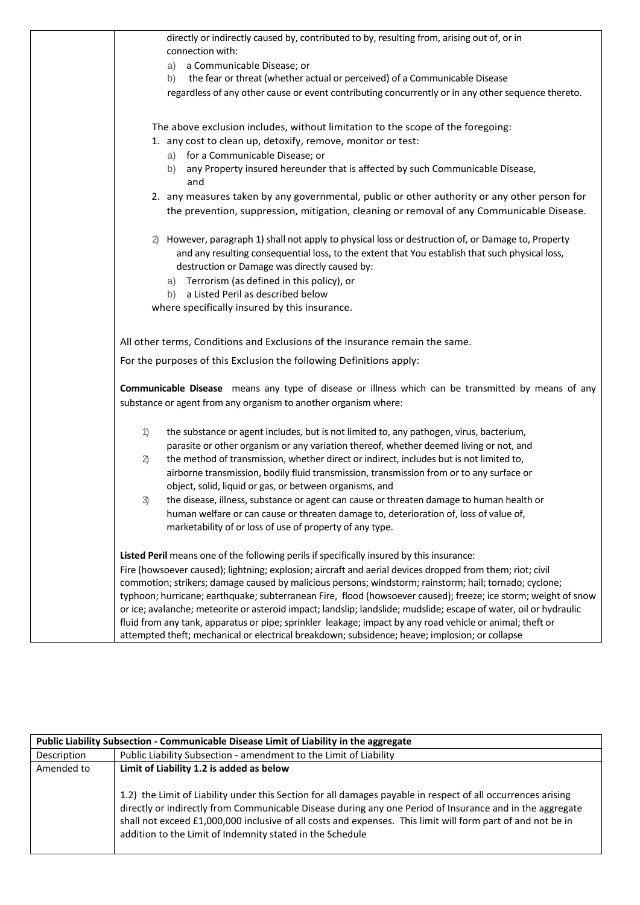| | |
|---|---|
| | directly or indirectly caused by, contributed to by, resulting from, arising out of, or in connection with:<br>a) a Communicable Disease; or<br>b) the fear or threat (whether actual or perceived) of a Communicable Disease<br>regardless of any other cause or event contributing concurrently or in any other sequence thereto.<br><br>The above exclusion includes, without limitation to the scope of the foregoing:<br>1. any cost to clean up, detoxify, remove, monitor or test:<br>a) for a Communicable Disease; or<br>b) any Property insured hereunder that is affected by such Communicable Disease, and<br>2. any measures taken by any governmental, public or other authority or any other person for the prevention, suppression, mitigation, cleaning or removal of any Communicable Disease.<br><br>2) However, paragraph 1) shall not apply to physical loss or destruction of, or Damage to, Property and any resulting consequential loss, to the extent that You establish that such physical loss, destruction or Damage was directly caused by:<br>a) Terrorism (as defined in this policy), or<br>b) a Listed Peril as described below<br>where specifically insured by this insurance.<br><br>All other terms, Conditions and Exclusions of the insurance remain the same.<br><br>For the purposes of this Exclusion the following Definitions apply:<br><br>**Communicable Disease** means any type of disease or illness which can be transmitted by means of any substance or agent from any organism to another organism where:<br><br>1) the substance or agent includes, but is not limited to, any pathogen, virus, bacterium, parasite or other organism or any variation thereof, whether deemed living or not, and<br>2) the method of transmission, whether direct or indirect, includes but is not limited to, airborne transmission, bodily fluid transmission, transmission from or to any surface or object, solid, liquid or gas, or between organisms, and<br>3) the disease, illness, substance or agent can cause or threaten damage to human health or human welfare or can cause or threaten damage to, deterioration of, loss of value of, marketability of or loss of use of property of any type.<br><br>**Listed Peril** means one of the following perils if specifically insured by this insurance:<br>Fire (howsoever caused); lightning; explosion; aircraft and aerial devices dropped from them; riot; civil commotion; strikers; damage caused by malicious persons; windstorm; rainstorm; hail; tornado; cyclone; typhoon; hurricane; earthquake; subterranean Fire, flood (howsoever caused); freeze; ice storm; weight of snow or ice; avalanche; meteorite or asteroid impact; landslip; landslide; mudslide; escape of water, oil or hydraulic fluid from any tank, apparatus or pipe; sprinkler leakage; impact by any road vehicle or animal; theft or attempted theft; mechanical or electrical breakdown; subsidence; heave; implosion; or collapse |

| **Public Liability Subsection - Communicable Disease Limit of Liability in the aggregate** | |
|---|---|
| Description | Public Liability Subsection - amendment to the Limit of Liability |
| Amended to | **Limit of Liability 1.2 is added as below**<br><br>1.2) the Limit of Liability under this Section for all damages payable in respect of all occurrences arising directly or indirectly from Communicable Disease during any one Period of Insurance and in the aggregate shall not exceed £1,000,000 inclusive of all costs and expenses. This limit will form part of and not be in addition to the Limit of Indemnity stated in the Schedule |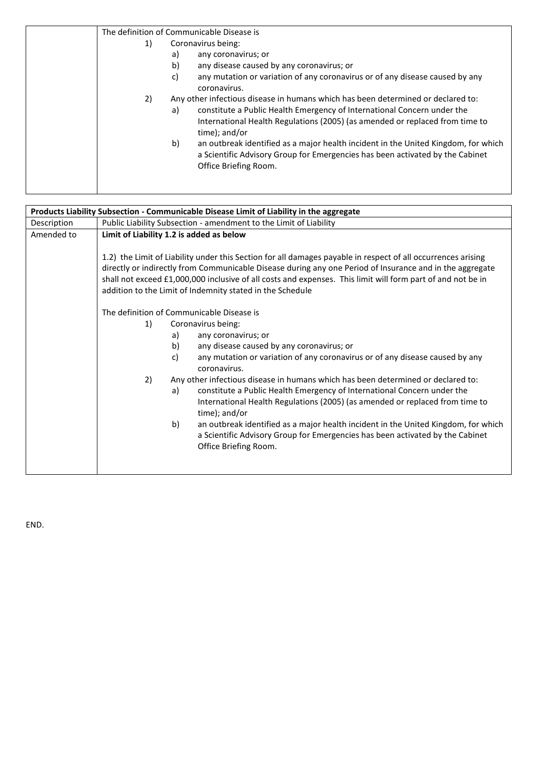| | |
|---|---|
| | The definition of Communicable Disease is<br>1) Coronavirus being:<br>a) any coronavirus; or<br>b) any disease caused by any coronavirus; or<br>c) any mutation or variation of any coronavirus or of any disease caused by any coronavirus.<br>2) Any other infectious disease in humans which has been determined or declared to:<br>a) constitute a Public Health Emergency of International Concern under the International Health Regulations (2005) (as amended or replaced from time to time); and/or<br>b) an outbreak identified as a major health incident in the United Kingdom, for which a Scientific Advisory Group for Emergencies has been activated by the Cabinet Office Briefing Room. |

| **Products Liability Subsection - Communicable Disease Limit of Liability in the aggregate** | |
|---|---|
| Description | Public Liability Subsection - amendment to the Limit of Liability |
| Amended to | **Limit of Liability 1.2 is added as below**<br><br>1.2) the Limit of Liability under this Section for all damages payable in respect of all occurrences arising directly or indirectly from Communicable Disease during any one Period of Insurance and in the aggregate shall not exceed £1,000,000 inclusive of all costs and expenses. This limit will form part of and not be in addition to the Limit of Indemnity stated in the Schedule<br><br>The definition of Communicable Disease is<br>1) Coronavirus being:<br>a) any coronavirus; or<br>b) any disease caused by any coronavirus; or<br>c) any mutation or variation of any coronavirus or of any disease caused by any coronavirus.<br>2) Any other infectious disease in humans which has been determined or declared to:<br>a) constitute a Public Health Emergency of International Concern under the International Health Regulations (2005) (as amended or replaced from time to time); and/or<br>b) an outbreak identified as a major health incident in the United Kingdom, for which a Scientific Advisory Group for Emergencies has been activated by the Cabinet Office Briefing Room. |

END.